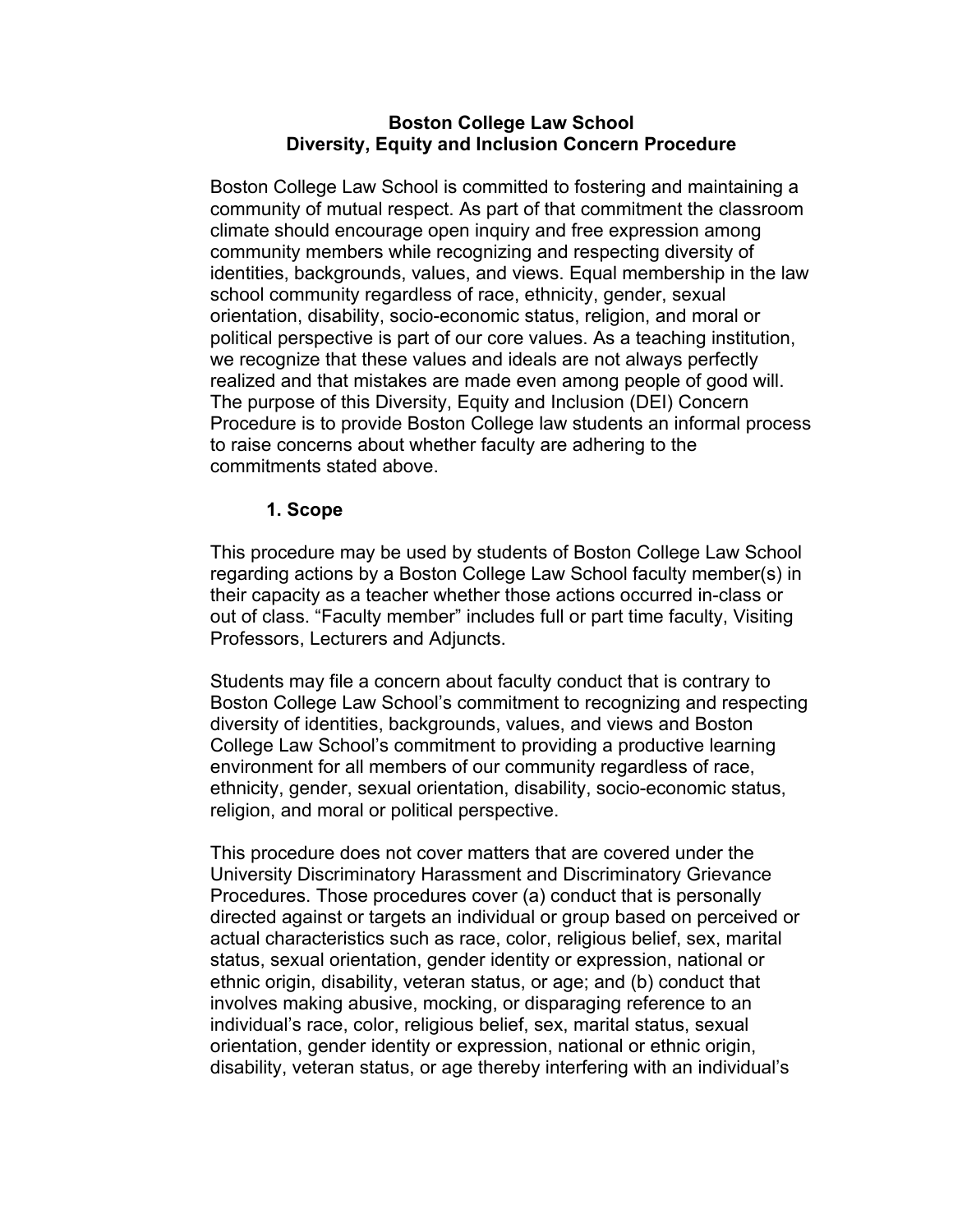# Boston College Law School
## Diversity, Equity and Inclusion Concern Procedure

Boston College Law School is committed to fostering and maintaining a community of mutual respect. As part of that commitment the classroom climate should encourage open inquiry and free expression among community members while recognizing and respecting diversity of identities, backgrounds, values, and views. Equal membership in the law school community regardless of race, ethnicity, gender, sexual orientation, disability, socio-economic status, religion, and moral or political perspective is part of our core values. As a teaching institution, we recognize that these values and ideals are not always perfectly realized and that mistakes are made even among people of good will. The purpose of this Diversity, Equity and Inclusion (DEI) Concern Procedure is to provide Boston College law students an informal process to raise concerns about whether faculty are adhering to the commitments stated above.

### 1. Scope

This procedure may be used by students of Boston College Law School regarding actions by a Boston College Law School faculty member(s) in their capacity as a teacher whether those actions occurred in-class or out of class. "Faculty member" includes full or part time faculty, Visiting Professors, Lecturers and Adjuncts.

Students may file a concern about faculty conduct that is contrary to Boston College Law School's commitment to recognizing and respecting diversity of identities, backgrounds, values, and views and Boston College Law School's commitment to providing a productive learning environment for all members of our community regardless of race, ethnicity, gender, sexual orientation, disability, socio-economic status, religion, and moral or political perspective.

This procedure does not cover matters that are covered under the University Discriminatory Harassment and Discriminatory Grievance Procedures. Those procedures cover (a) conduct that is personally directed against or targets an individual or group based on perceived or actual characteristics such as race, color, religious belief, sex, marital status, sexual orientation, gender identity or expression, national or ethnic origin, disability, veteran status, or age; and (b) conduct that involves making abusive, mocking, or disparaging reference to an individual's race, color, religious belief, sex, marital status, sexual orientation, gender identity or expression, national or ethnic origin, disability, veteran status, or age thereby interfering with an individual's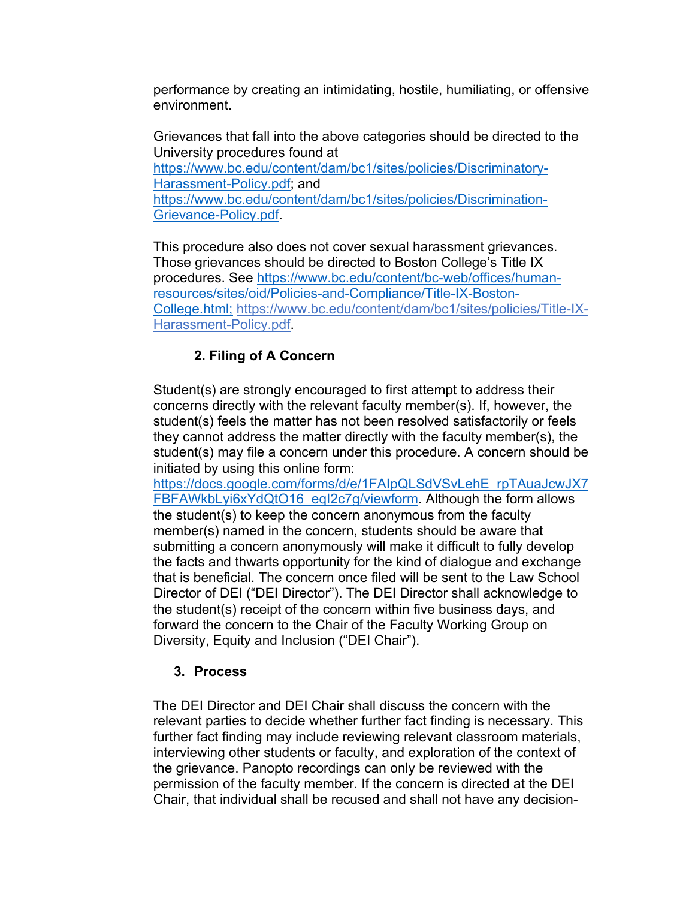performance by creating an intimidating, hostile, humiliating, or offensive environment.

Grievances that fall into the above categories should be directed to the University procedures found at https://www.bc.edu/content/dam/bc1/sites/policies/Discriminatory-Harassment-Policy.pdf; and https://www.bc.edu/content/dam/bc1/sites/policies/Discrimination-Grievance-Policy.pdf.

This procedure also does not cover sexual harassment grievances. Those grievances should be directed to Boston College's Title IX procedures. See https://www.bc.edu/content/bc-web/offices/human-resources/sites/oid/Policies-and-Compliance/Title-IX-Boston-College.html; https://www.bc.edu/content/dam/bc1/sites/policies/Title-IX-Harassment-Policy.pdf.

### 2. Filing of A Concern

Student(s) are strongly encouraged to first attempt to address their concerns directly with the relevant faculty member(s). If, however, the student(s) feels the matter has not been resolved satisfactorily or feels they cannot address the matter directly with the faculty member(s), the student(s) may file a concern under this procedure. A concern should be initiated by using this online form: https://docs.google.com/forms/d/e/1FAIpQLSdVSvLehE_rpTAuaJcwJX7FBFAWkbLyi6xYdQtO16_eqI2c7g/viewform. Although the form allows the student(s) to keep the concern anonymous from the faculty member(s) named in the concern, students should be aware that submitting a concern anonymously will make it difficult to fully develop the facts and thwarts opportunity for the kind of dialogue and exchange that is beneficial. The concern once filed will be sent to the Law School Director of DEI ("DEI Director"). The DEI Director shall acknowledge to the student(s) receipt of the concern within five business days, and forward the concern to the Chair of the Faculty Working Group on Diversity, Equity and Inclusion ("DEI Chair").

### 3. Process

The DEI Director and DEI Chair shall discuss the concern with the relevant parties to decide whether further fact finding is necessary. This further fact finding may include reviewing relevant classroom materials, interviewing other students or faculty, and exploration of the context of the grievance. Panopto recordings can only be reviewed with the permission of the faculty member. If the concern is directed at the DEI Chair, that individual shall be recused and shall not have any decision-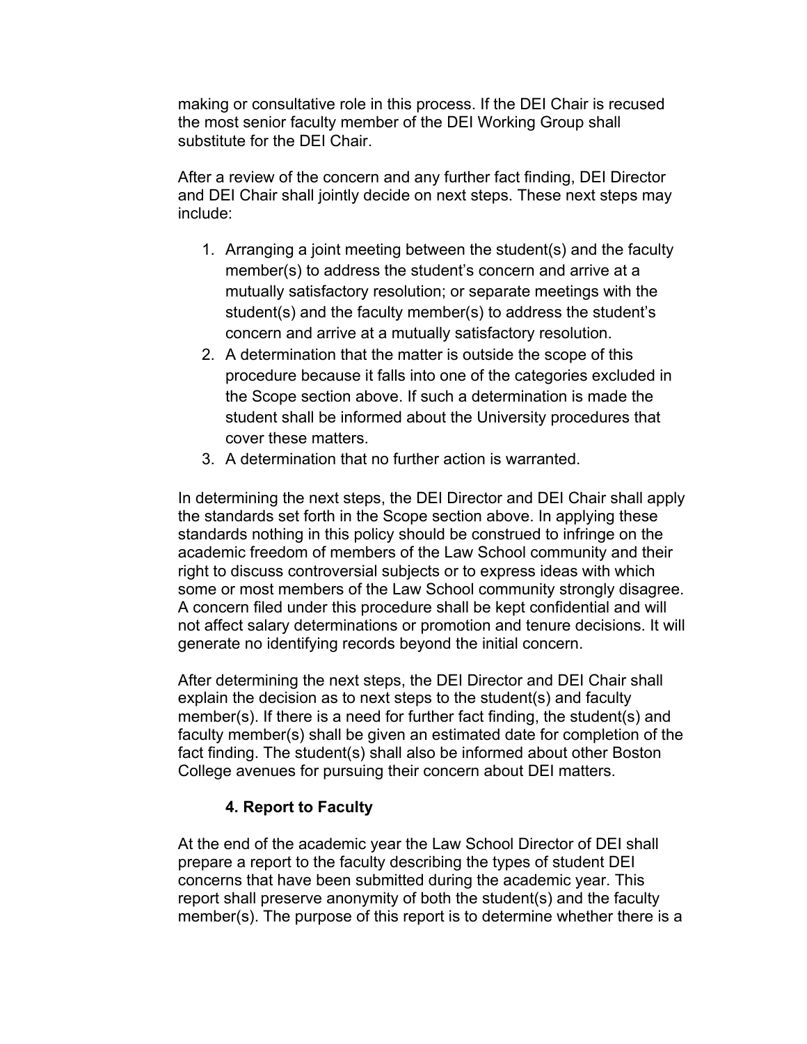making or consultative role in this process. If the DEI Chair is recused the most senior faculty member of the DEI Working Group shall substitute for the DEI Chair.

After a review of the concern and any further fact finding, DEI Director and DEI Chair shall jointly decide on next steps. These next steps may include:

1. Arranging a joint meeting between the student(s) and the faculty member(s) to address the student's concern and arrive at a mutually satisfactory resolution; or separate meetings with the student(s) and the faculty member(s) to address the student's concern and arrive at a mutually satisfactory resolution.
2. A determination that the matter is outside the scope of this procedure because it falls into one of the categories excluded in the Scope section above. If such a determination is made the student shall be informed about the University procedures that cover these matters.
3. A determination that no further action is warranted.

In determining the next steps, the DEI Director and DEI Chair shall apply the standards set forth in the Scope section above. In applying these standards nothing in this policy should be construed to infringe on the academic freedom of members of the Law School community and their right to discuss controversial subjects or to express ideas with which some or most members of the Law School community strongly disagree. A concern filed under this procedure shall be kept confidential and will not affect salary determinations or promotion and tenure decisions. It will generate no identifying records beyond the initial concern.

After determining the next steps, the DEI Director and DEI Chair shall explain the decision as to next steps to the student(s) and faculty member(s). If there is a need for further fact finding, the student(s) and faculty member(s) shall be given an estimated date for completion of the fact finding. The student(s) shall also be informed about other Boston College avenues for pursuing their concern about DEI matters.

### 4. Report to Faculty

At the end of the academic year the Law School Director of DEI shall prepare a report to the faculty describing the types of student DEI concerns that have been submitted during the academic year. This report shall preserve anonymity of both the student(s) and the faculty member(s). The purpose of this report is to determine whether there is a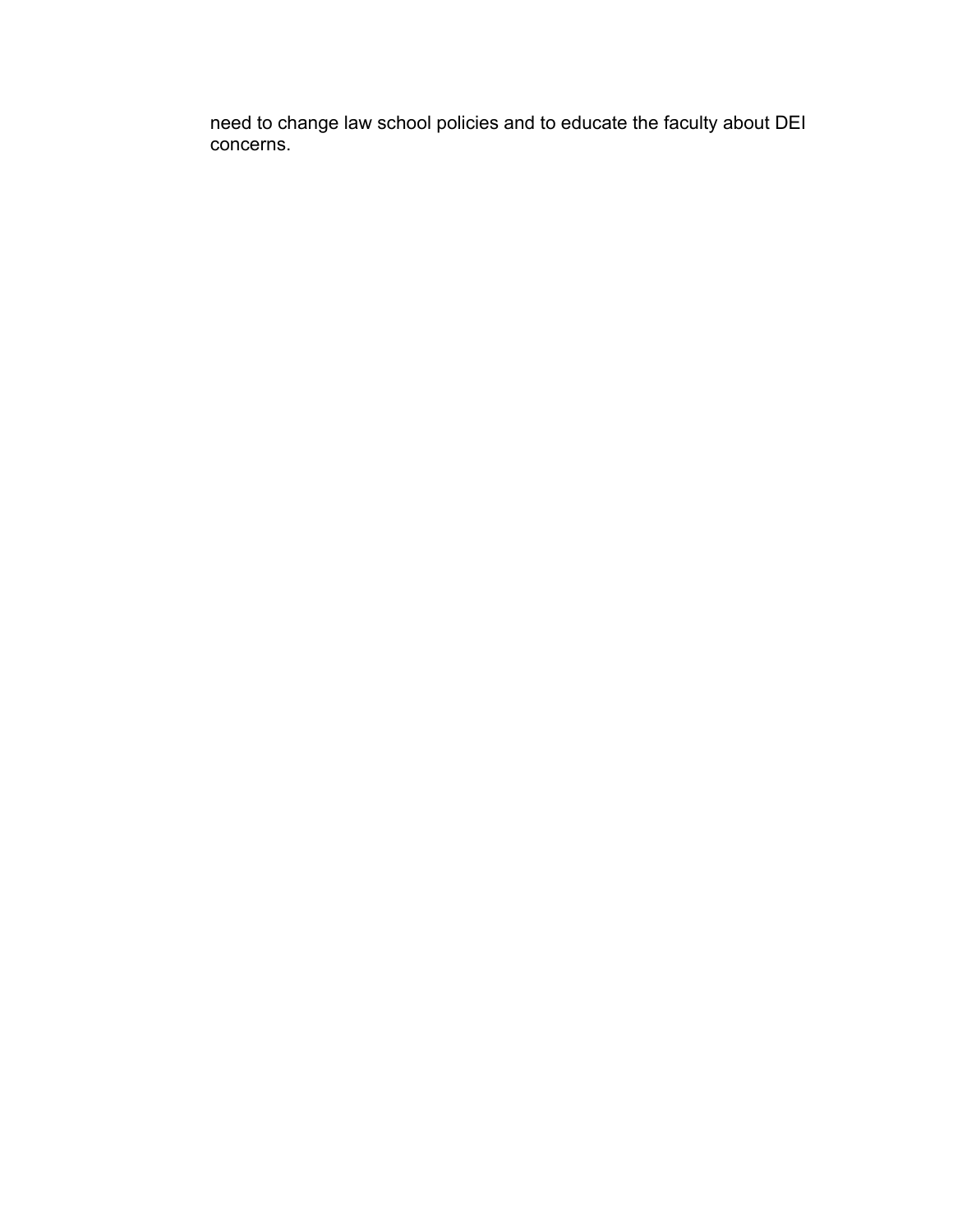need to change law school policies and to educate the faculty about DEI concerns.